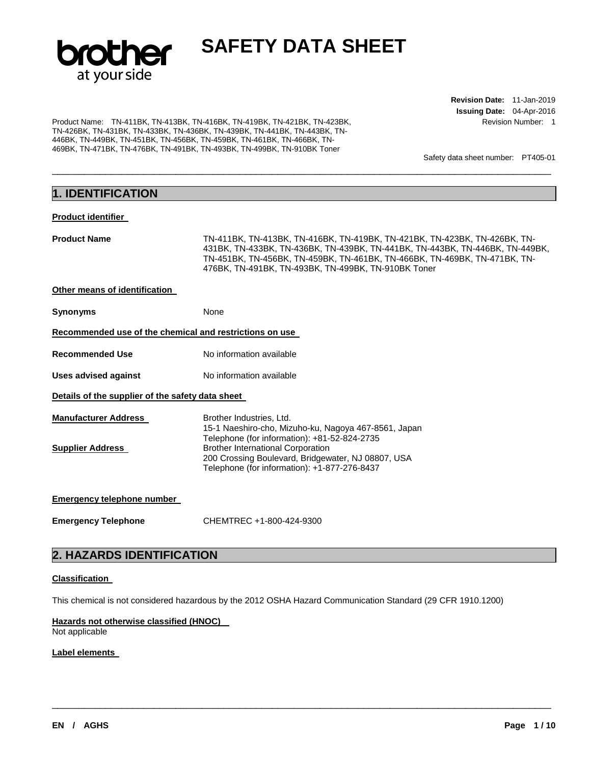# SAFETY DATA SHEET

**Revision Date:** 11-Jan-2019
**Issuing Date:** 04-Apr-2016
Revision Number: 1

Product Name: TN-411BK, TN-413BK, TN-416BK, TN-419BK, TN-421BK, TN-423BK, TN-426BK, TN-431BK, TN-433BK, TN-436BK, TN-439BK, TN-441BK, TN-443BK, TN-446BK, TN-449BK, TN-451BK, TN-456BK, TN-459BK, TN-461BK, TN-466BK, TN-469BK, TN-471BK, TN-476BK, TN-491BK, TN-493BK, TN-499BK, TN-910BK Toner

Safety data sheet number: PT405-01

## 1. IDENTIFICATION

**Product identifier**

**Product Name** TN-411BK, TN-413BK, TN-416BK, TN-419BK, TN-421BK, TN-423BK, TN-426BK, TN-431BK, TN-433BK, TN-436BK, TN-439BK, TN-441BK, TN-443BK, TN-446BK, TN-449BK, TN-451BK, TN-456BK, TN-459BK, TN-461BK, TN-466BK, TN-469BK, TN-471BK, TN-476BK, TN-491BK, TN-493BK, TN-499BK, TN-910BK Toner

**Other means of identification**

**Synonyms** None

**Recommended use of the chemical and restrictions on use**

**Recommended Use** No information available

**Uses advised against** No information available

**Details of the supplier of the safety data sheet**

**Manufacturer Address**
Brother Industries, Ltd.
15-1 Naeshiro-cho, Mizuho-ku, Nagoya 467-8561, Japan
Telephone (for information): +81-52-824-2735

**Supplier Address**
Brother International Corporation
200 Crossing Boulevard, Bridgewater, NJ 08807, USA
Telephone (for information): +1-877-276-8437

**Emergency telephone number**

**Emergency Telephone** CHEMTREC +1-800-424-9300

## 2. HAZARDS IDENTIFICATION

**Classification**

This chemical is not considered hazardous by the 2012 OSHA Hazard Communication Standard (29 CFR 1910.1200)

**Hazards not otherwise classified (HNOC)**
Not applicable

**Label elements**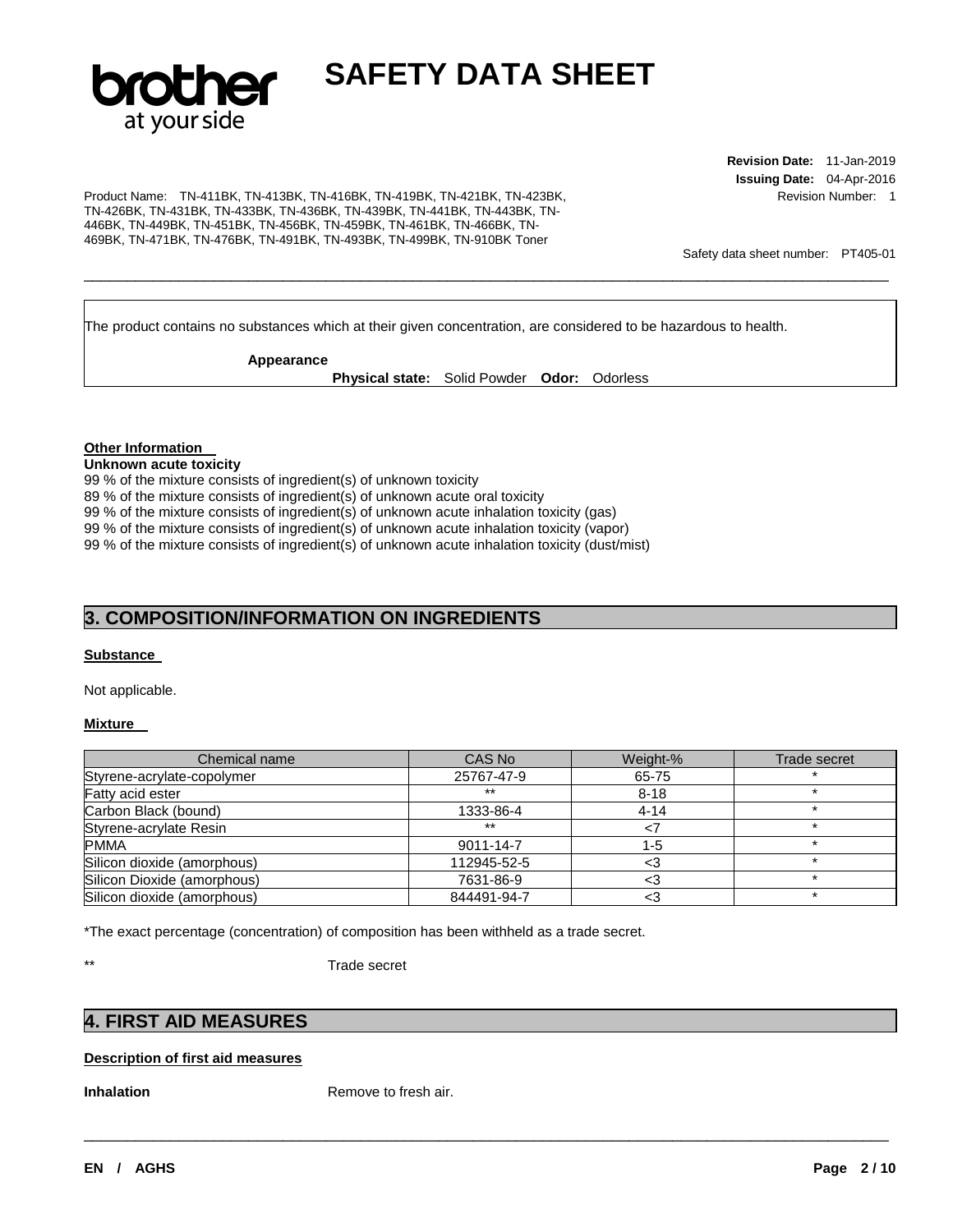The product contains no substances which at their given concentration, are considered to be hazardous to health.

**Appearance**

**Physical state:** Solid Powder **Odor:** Odorless

**Other Information**

**Unknown acute toxicity**

99 % of the mixture consists of ingredient(s) of unknown toxicity
89 % of the mixture consists of ingredient(s) of unknown acute oral toxicity
99 % of the mixture consists of ingredient(s) of unknown acute inhalation toxicity (gas)
99 % of the mixture consists of ingredient(s) of unknown acute inhalation toxicity (vapor)
99 % of the mixture consists of ingredient(s) of unknown acute inhalation toxicity (dust/mist)

## 3. COMPOSITION/INFORMATION ON INGREDIENTS

**Substance**

Not applicable.

**Mixture**

| Chemical name | CAS No | Weight-% | Trade secret |
|---|---|---|---|
| Styrene-acrylate-copolymer | 25767-47-9 | 65-75 | * |
| Fatty acid ester | ** | 8-18 | * |
| Carbon Black (bound) | 1333-86-4 | 4-14 | * |
| Styrene-acrylate Resin | ** | <7 | * |
| PMMA | 9011-14-7 | 1-5 | * |
| Silicon dioxide (amorphous) | 112945-52-5 | <3 | * |
| Silicon Dioxide (amorphous) | 7631-86-9 | <3 | * |
| Silicon dioxide (amorphous) | 844491-94-7 | <3 | * |

*The exact percentage (concentration) of composition has been withheld as a trade secret.

** Trade secret

## 4. FIRST AID MEASURES

**Description of first aid measures**

**Inhalation** Remove to fresh air.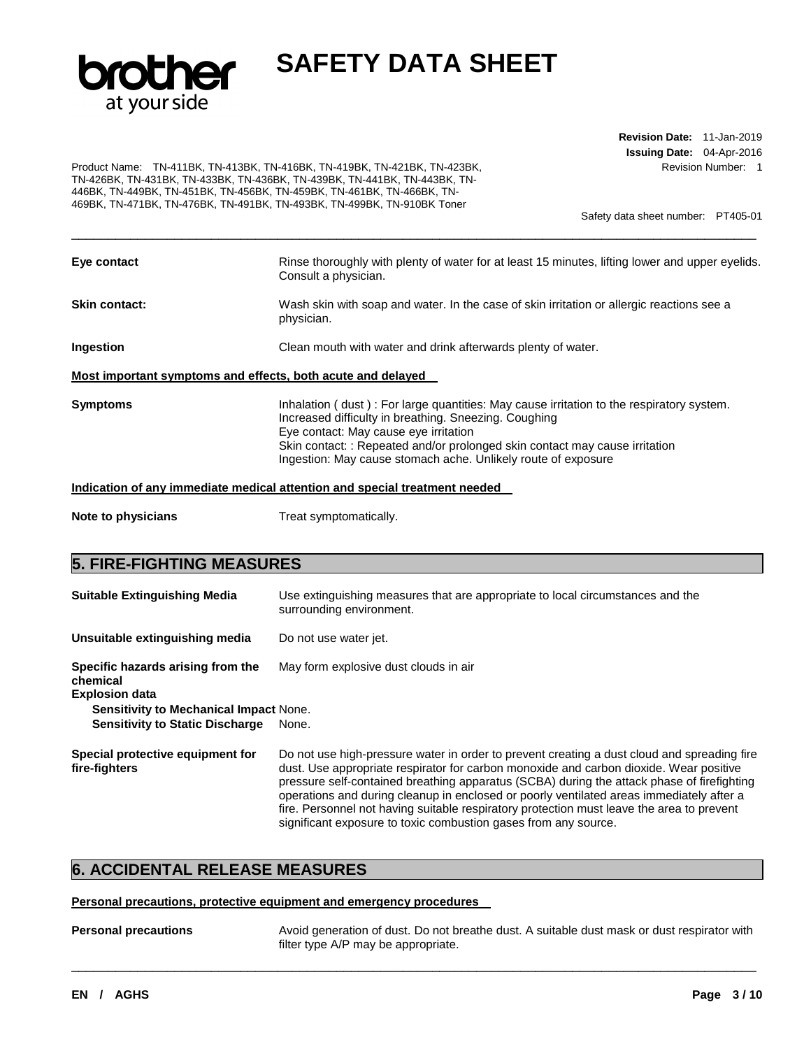**Eye contact** Rinse thoroughly with plenty of water for at least 15 minutes, lifting lower and upper eyelids. Consult a physician.

**Skin contact:** Wash skin with soap and water. In the case of skin irritation or allergic reactions see a physician.

**Ingestion** Clean mouth with water and drink afterwards plenty of water.

**Most important symptoms and effects, both acute and delayed**

**Symptoms** Inhalation ( dust ) : For large quantities: May cause irritation to the respiratory system. Increased difficulty in breathing. Sneezing. Coughing
Eye contact: May cause eye irritation
Skin contact: : Repeated and/or prolonged skin contact may cause irritation
Ingestion: May cause stomach ache. Unlikely route of exposure

**Indication of any immediate medical attention and special treatment needed**

**Note to physicians** Treat symptomatically.

## 5. FIRE-FIGHTING MEASURES

**Suitable Extinguishing Media** Use extinguishing measures that are appropriate to local circumstances and the surrounding environment.

**Unsuitable extinguishing media** Do not use water jet.

**Specific hazards arising from the chemical** May form explosive dust clouds in air

**Explosion data**

**Sensitivity to Mechanical Impact** None.

**Sensitivity to Static Discharge** None.

**Special protective equipment for fire-fighters** Do not use high-pressure water in order to prevent creating a dust cloud and spreading fire dust. Use appropriate respirator for carbon monoxide and carbon dioxide. Wear positive pressure self-contained breathing apparatus (SCBA) during the attack phase of firefighting operations and during cleanup in enclosed or poorly ventilated areas immediately after a fire. Personnel not having suitable respiratory protection must leave the area to prevent significant exposure to toxic combustion gases from any source.

## 6. ACCIDENTAL RELEASE MEASURES

**Personal precautions, protective equipment and emergency procedures**

**Personal precautions** Avoid generation of dust. Do not breathe dust. A suitable dust mask or dust respirator with filter type A/P may be appropriate.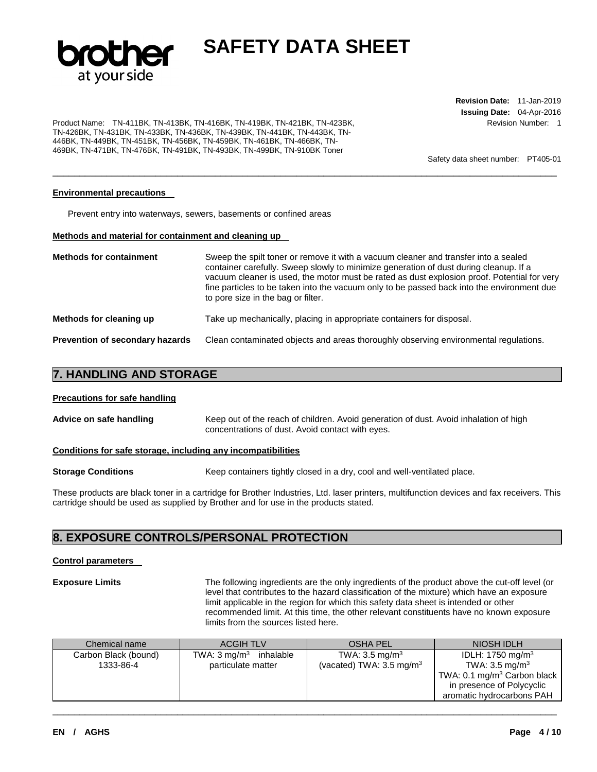#### Environmental precautions

Prevent entry into waterways, sewers, basements or confined areas

#### Methods and material for containment and cleaning up

**Methods for containment** Sweep the spilt toner or remove it with a vacuum cleaner and transfer into a sealed container carefully. Sweep slowly to minimize generation of dust during cleanup. If a vacuum cleaner is used, the motor must be rated as dust explosion proof. Potential for very fine particles to be taken into the vacuum only to be passed back into the environment due to pore size in the bag or filter.

**Methods for cleaning up** Take up mechanically, placing in appropriate containers for disposal.

**Prevention of secondary hazards** Clean contaminated objects and areas thoroughly observing environmental regulations.

## 7. HANDLING AND STORAGE

#### Precautions for safe handling

**Advice on safe handling** Keep out of the reach of children. Avoid generation of dust. Avoid inhalation of high concentrations of dust. Avoid contact with eyes.

#### Conditions for safe storage, including any incompatibilities

**Storage Conditions** Keep containers tightly closed in a dry, cool and well-ventilated place.

These products are black toner in a cartridge for Brother Industries, Ltd. laser printers, multifunction devices and fax receivers. This cartridge should be used as supplied by Brother and for use in the products stated.

## 8. EXPOSURE CONTROLS/PERSONAL PROTECTION

#### Control parameters

**Exposure Limits** The following ingredients are the only ingredients of the product above the cut-off level (or level that contributes to the hazard classification of the mixture) which have an exposure limit applicable in the region for which this safety data sheet is intended or other recommended limit. At this time, the other relevant constituents have no known exposure limits from the sources listed here.

| Chemical name | ACGIH TLV | OSHA PEL | NIOSH IDLH |
|---|---|---|---|
| Carbon Black (bound)<br>1333-86-4 | TWA: 3 mg/m$^3$ inhalable particulate matter | TWA: 3.5 mg/m$^3$<br>(vacated) TWA: 3.5 mg/m$^3$ | IDLH: 1750 mg/m$^3$<br>TWA: 3.5 mg/m$^3$<br>TWA: 0.1 mg/m$^3$ Carbon black in presence of Polycyclic aromatic hydrocarbons PAH |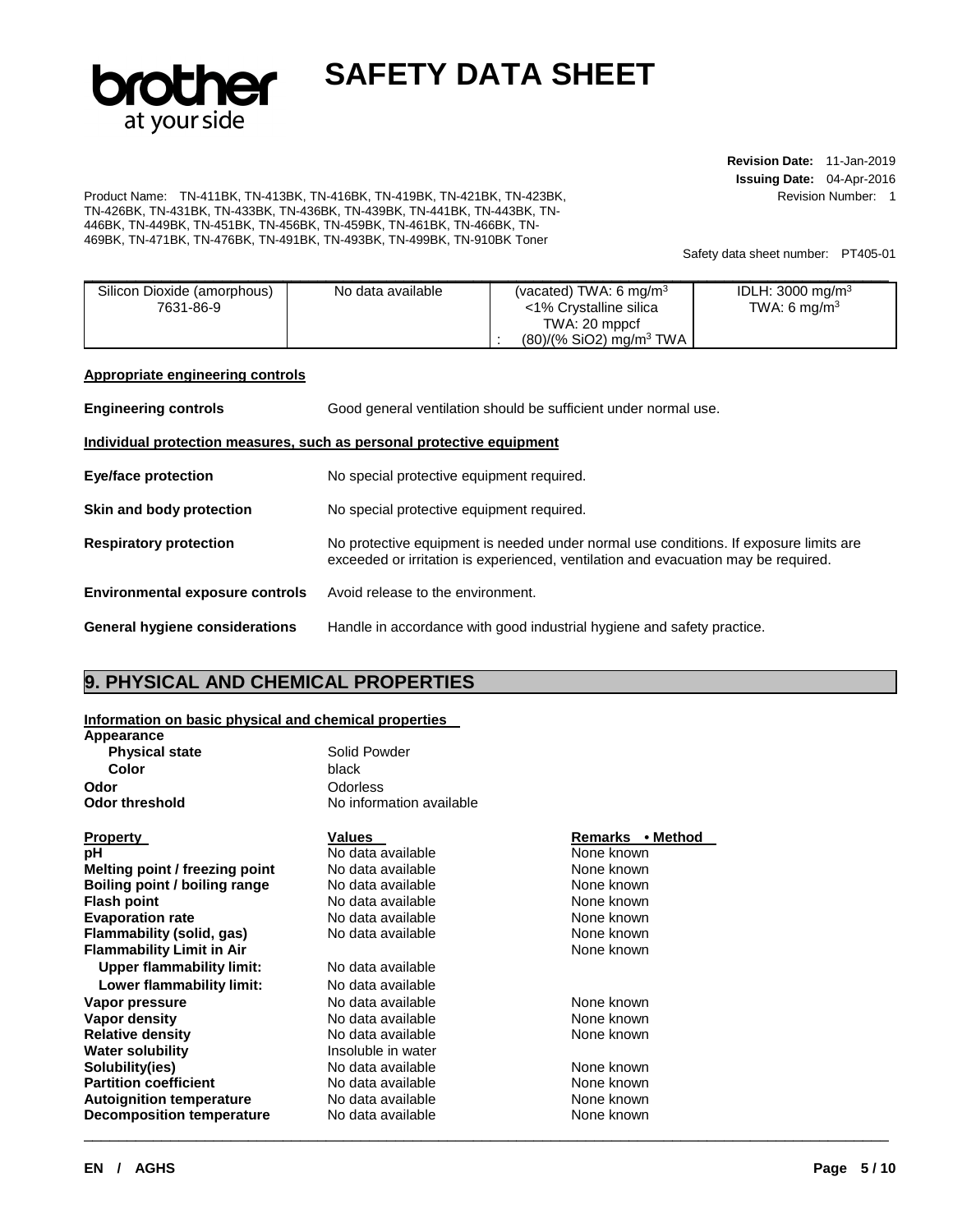| Silicon Dioxide (amorphous) 7631-86-9 | No data available | (vacated) TWA: 6 mg/m$^3$ <1% Crystalline silica TWA: 20 mppcf : (80)/(% SiO2) mg/m$^3$ TWA | IDLH: 3000 mg/m$^3$ TWA: 6 mg/m$^3$ |
|---|---|---|---|

**Appropriate engineering controls**

**Engineering controls** Good general ventilation should be sufficient under normal use.

**Individual protection measures, such as personal protective equipment**

**Eye/face protection** No special protective equipment required.

**Skin and body protection** No special protective equipment required.

**Respiratory protection** No protective equipment is needed under normal use conditions. If exposure limits are exceeded or irritation is experienced, ventilation and evacuation may be required.

**Environmental exposure controls** Avoid release to the environment.

**General hygiene considerations** Handle in accordance with good industrial hygiene and safety practice.

## 9. PHYSICAL AND CHEMICAL PROPERTIES

**Information on basic physical and chemical properties**

**Appearance**

| | |
|---|---|
| **Physical state** | Solid Powder |
| **Color** | black |
| **Odor** | Odorless |
| **Odor threshold** | No information available |

| **Property** | **Values** | **Remarks • Method** |
|---|---|---|
| **pH** | No data available | None known |
| **Melting point / freezing point** | No data available | None known |
| **Boiling point / boiling range** | No data available | None known |
| **Flash point** | No data available | None known |
| **Evaporation rate** | No data available | None known |
| **Flammability (solid, gas)** | No data available | None known |
| **Flammability Limit in Air** | | None known |
| **Upper flammability limit:** | No data available | |
| **Lower flammability limit:** | No data available | |
| **Vapor pressure** | No data available | None known |
| **Vapor density** | No data available | None known |
| **Relative density** | No data available | None known |
| **Water solubility** | Insoluble in water | |
| **Solubility(ies)** | No data available | None known |
| **Partition coefficient** | No data available | None known |
| **Autoignition temperature** | No data available | None known |
| **Decomposition temperature** | No data available | None known |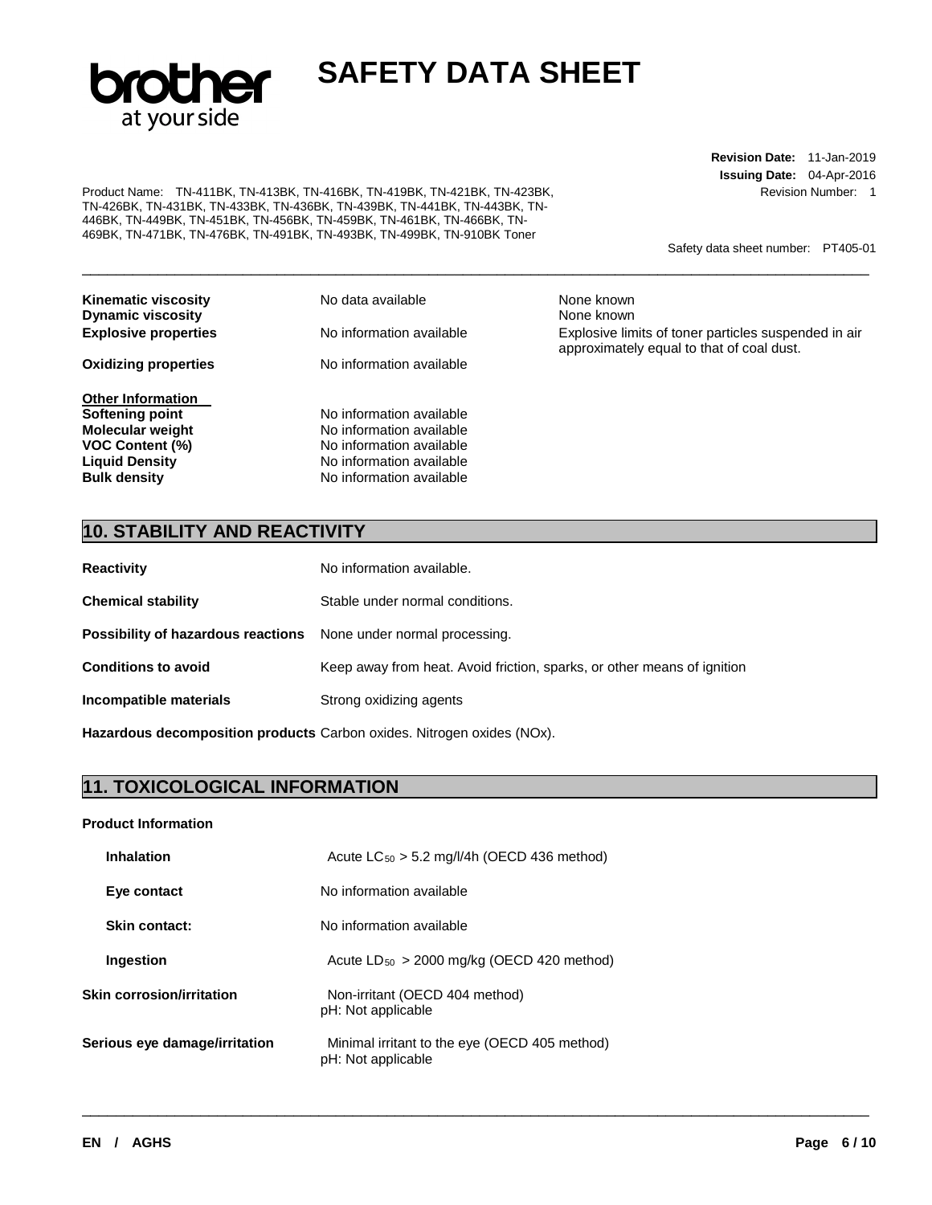| | | |
|---|---|---|
| **Kinematic viscosity** | No data available | None known |
| **Dynamic viscosity** | | None known |
| **Explosive properties** | No information available | Explosive limits of toner particles suspended in air approximately equal to that of coal dust. |
| **Oxidizing properties** | No information available | |

**Other Information**

| | |
|---|---|
| **Softening point** | No information available |
| **Molecular weight** | No information available |
| **VOC Content (%)** | No information available |
| **Liquid Density** | No information available |
| **Bulk density** | No information available |

## 10. STABILITY AND REACTIVITY

| | |
|---|---|
| **Reactivity** | No information available. |
| **Chemical stability** | Stable under normal conditions. |
| **Possibility of hazardous reactions** | None under normal processing. |
| **Conditions to avoid** | Keep away from heat. Avoid friction, sparks, or other means of ignition |
| **Incompatible materials** | Strong oxidizing agents |
| **Hazardous decomposition products** | Carbon oxides. Nitrogen oxides (NOx). |

## 11. TOXICOLOGICAL INFORMATION

**Product Information**

| | |
|---|---|
| **Inhalation** | Acute $LC_{50}$ > 5.2 mg/l/4h (OECD 436 method) |
| **Eye contact** | No information available |
| **Skin contact:** | No information available |
| **Ingestion** | Acute $LD_{50}$ > 2000 mg/kg (OECD 420 method) |
| **Skin corrosion/irritation** | Non-irritant (OECD 404 method)<br>pH: Not applicable |
| **Serious eye damage/irritation** | Minimal irritant to the eye (OECD 405 method)<br>pH: Not applicable |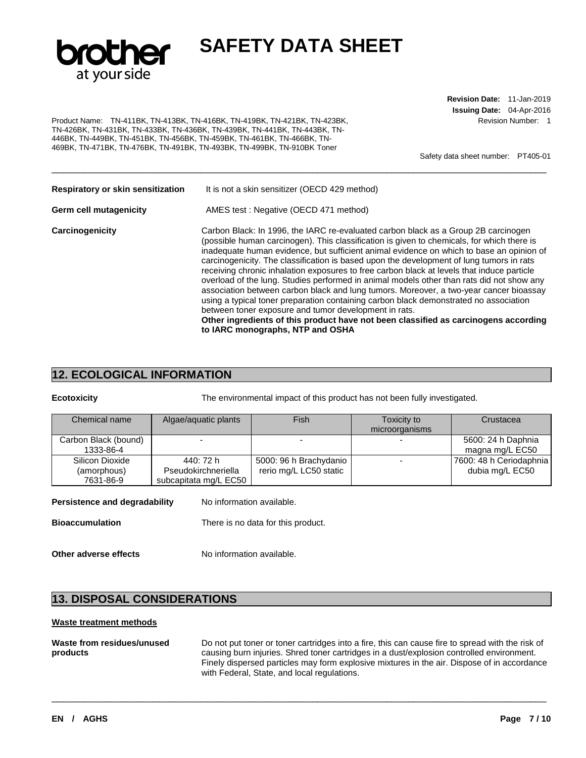**Respiratory or skin sensitization** It is not a skin sensitizer (OECD 429 method)

**Germ cell mutagenicity** AMES test : Negative (OECD 471 method)

**Carcinogenicity** Carbon Black: In 1996, the IARC re-evaluated carbon black as a Group 2B carcinogen (possible human carcinogen). This classification is given to chemicals, for which there is inadequate human evidence, but sufficient animal evidence on which to base an opinion of carcinogenicity. The classification is based upon the development of lung tumors in rats receiving chronic inhalation exposures to free carbon black at levels that induce particle overload of the lung. Studies performed in animal models other than rats did not show any association between carbon black and lung tumors. Moreover, a two-year cancer bioassay using a typical toner preparation containing carbon black demonstrated no association between toner exposure and tumor development in rats.
**Other ingredients of this product have not been classified as carcinogens according to IARC monographs, NTP and OSHA**

## 12. ECOLOGICAL INFORMATION

**Ecotoxicity** The environmental impact of this product has not been fully investigated.

| Chemical name | Algae/aquatic plants | Fish | Toxicity to microorganisms | Crustacea |
|---|---|---|---|---|
| Carbon Black (bound) 1333-86-4 | - | - | - | 5600: 24 h Daphnia magna mg/L EC50 |
| Silicon Dioxide (amorphous) 7631-86-9 | 440: 72 h Pseudokirchneriella subcapitata mg/L EC50 | 5000: 96 h Brachydanio rerio mg/L LC50 static | - | 7600: 48 h Ceriodaphnia dubia mg/L EC50 |

**Persistence and degradability** No information available.

**Bioaccumulation** There is no data for this product.

**Other adverse effects** No information available.

## 13. DISPOSAL CONSIDERATIONS

**Waste treatment methods**

**Waste from residues/unused products** Do not put toner or toner cartridges into a fire, this can cause fire to spread with the risk of causing burn injuries. Shred toner cartridges in a dust/explosion controlled environment. Finely dispersed particles may form explosive mixtures in the air. Dispose of in accordance with Federal, State, and local regulations.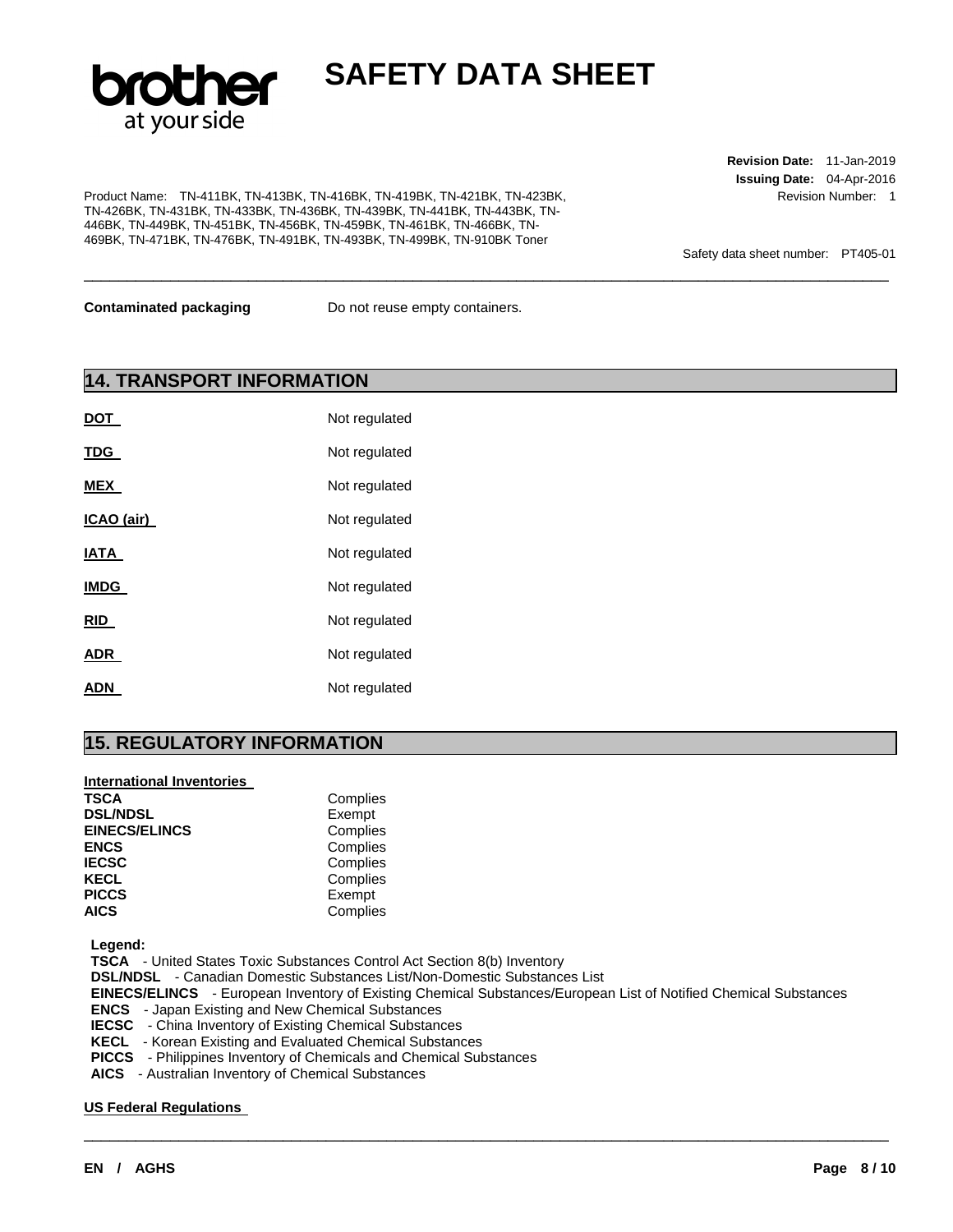**Contaminated packaging** Do not reuse empty containers.

## 14. TRANSPORT INFORMATION

| | |
|---|---|
| **DOT** | Not regulated |
| **TDG** | Not regulated |
| **MEX** | Not regulated |
| **ICAO (air)** | Not regulated |
| **IATA** | Not regulated |
| **IMDG** | Not regulated |
| **RID** | Not regulated |
| **ADR** | Not regulated |
| **ADN** | Not regulated |

## 15. REGULATORY INFORMATION

**International Inventories**

| | |
|---|---|
| **TSCA** | Complies |
| **DSL/NDSL** | Exempt |
| **EINECS/ELINCS** | Complies |
| **ENCS** | Complies |
| **IECSC** | Complies |
| **KECL** | Complies |
| **PICCS** | Exempt |
| **AICS** | Complies |

**Legend:**
**TSCA** - United States Toxic Substances Control Act Section 8(b) Inventory
**DSL/NDSL** - Canadian Domestic Substances List/Non-Domestic Substances List
**EINECS/ELINCS** - European Inventory of Existing Chemical Substances/European List of Notified Chemical Substances
**ENCS** - Japan Existing and New Chemical Substances
**IECSC** - China Inventory of Existing Chemical Substances
**KECL** - Korean Existing and Evaluated Chemical Substances
**PICCS** - Philippines Inventory of Chemicals and Chemical Substances
**AICS** - Australian Inventory of Chemical Substances

**US Federal Regulations**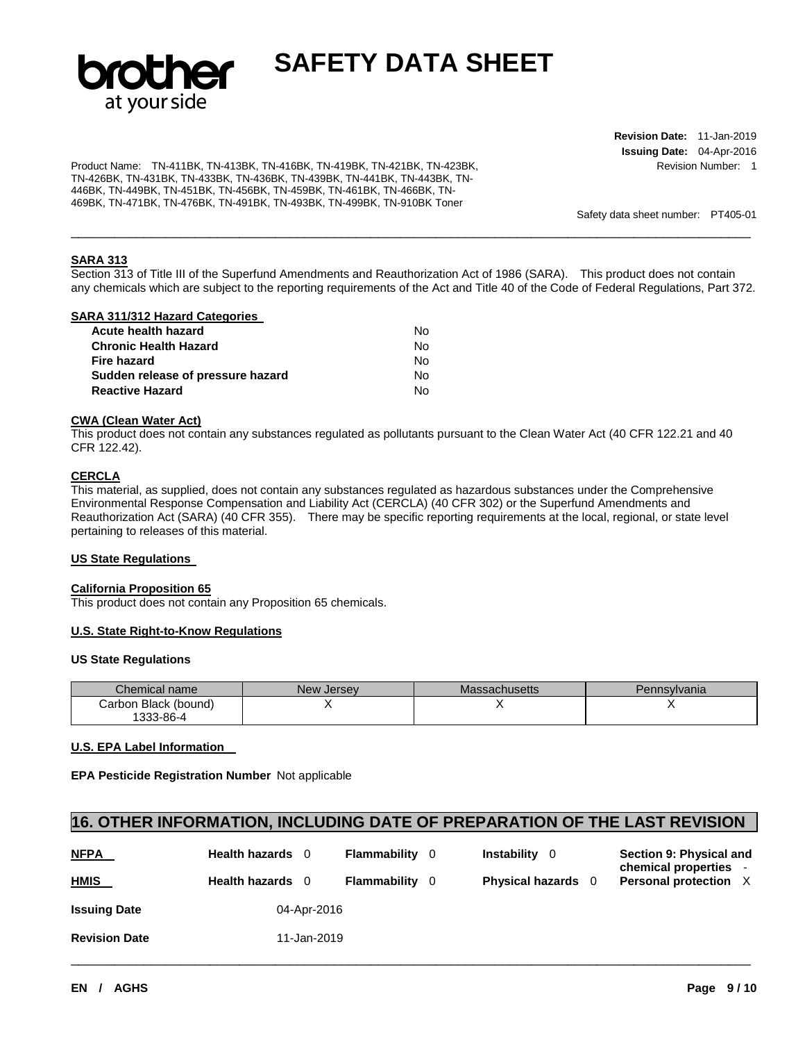**SARA 313**

Section 313 of Title III of the Superfund Amendments and Reauthorization Act of 1986 (SARA). This product does not contain any chemicals which are subject to the reporting requirements of the Act and Title 40 of the Code of Federal Regulations, Part 372.

**SARA 311/312 Hazard Categories**

| | |
|---|---|
| **Acute health hazard** | No |
| **Chronic Health Hazard** | No |
| **Fire hazard** | No |
| **Sudden release of pressure hazard** | No |
| **Reactive Hazard** | No |

**CWA (Clean Water Act)**

This product does not contain any substances regulated as pollutants pursuant to the Clean Water Act (40 CFR 122.21 and 40 CFR 122.42).

**CERCLA**

This material, as supplied, does not contain any substances regulated as hazardous substances under the Comprehensive Environmental Response Compensation and Liability Act (CERCLA) (40 CFR 302) or the Superfund Amendments and Reauthorization Act (SARA) (40 CFR 355). There may be specific reporting requirements at the local, regional, or state level pertaining to releases of this material.

**US State Regulations**

**California Proposition 65**

This product does not contain any Proposition 65 chemicals.

**U.S. State Right-to-Know Regulations**

**US State Regulations**

| Chemical name | New Jersey | Massachusetts | Pennsylvania |
|---|---|---|---|
| Carbon Black (bound) 1333-86-4 | X | X | X |

**U.S. EPA Label Information**

**EPA Pesticide Registration Number** Not applicable

## 16. OTHER INFORMATION, INCLUDING DATE OF PREPARATION OF THE LAST REVISION

| | | | | |
|---|---|---|---|---|
| **NFPA** | **Health hazards** 0 | **Flammability** 0 | **Instability** 0 | **Section 9: Physical and chemical properties** - |
| **HMIS** | **Health hazards** 0 | **Flammability** 0 | **Physical hazards** 0 | **Personal protection** X |

**Issuing Date** 04-Apr-2016

**Revision Date** 11-Jan-2019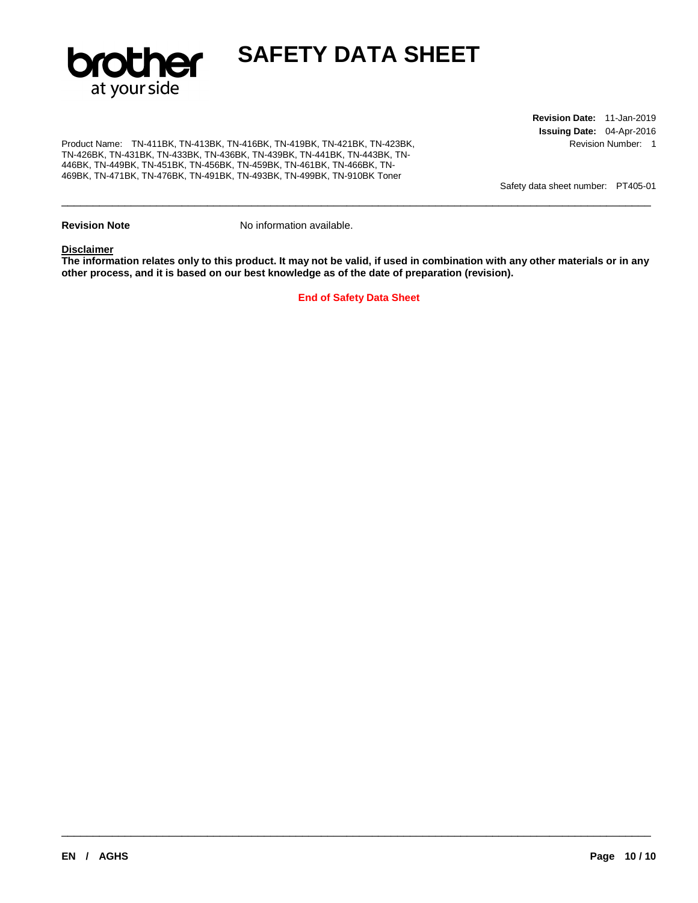**Revision Note** No information available.

**Disclaimer**

**The information relates only to this product. It may not be valid, if used in combination with any other materials or in any other process, and it is based on our best knowledge as of the date of preparation (revision).**

**End of Safety Data Sheet**